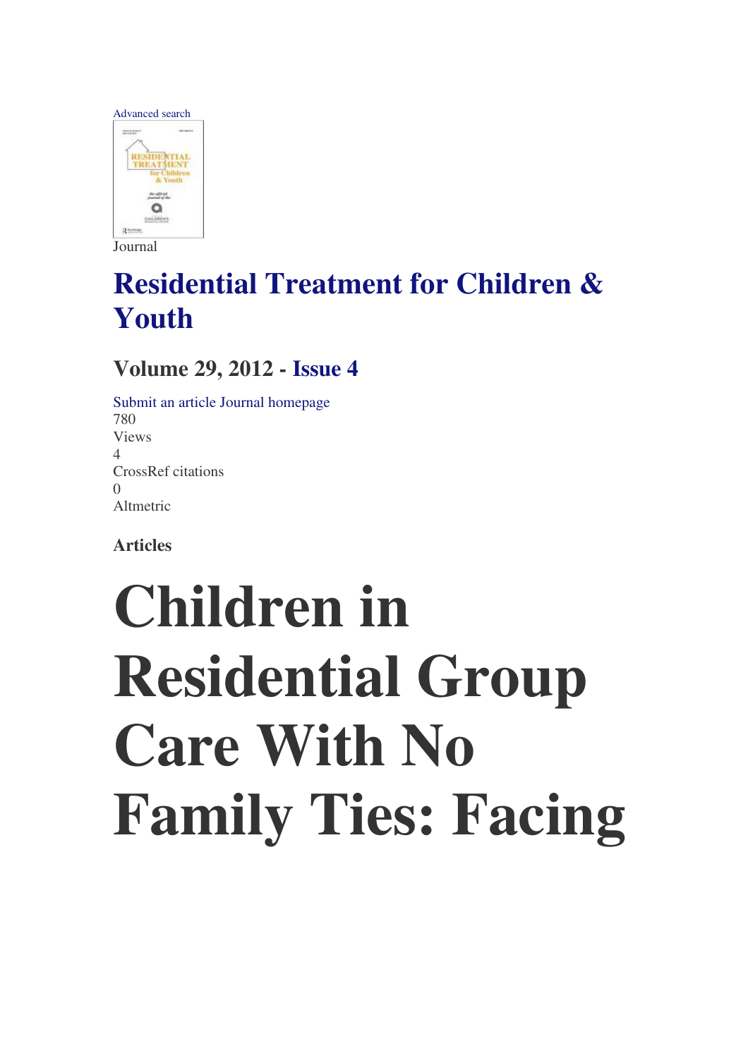Advanced search

Journal

# Residential Treatment for Children & Youth

## Volume 29, 2012 - Issue 4

Submit an article Journal homepage

780

Views

4

CrossRef citations

0

Altmetric

### Articles

# Children in Residential Group Care With No Family Ties: Facing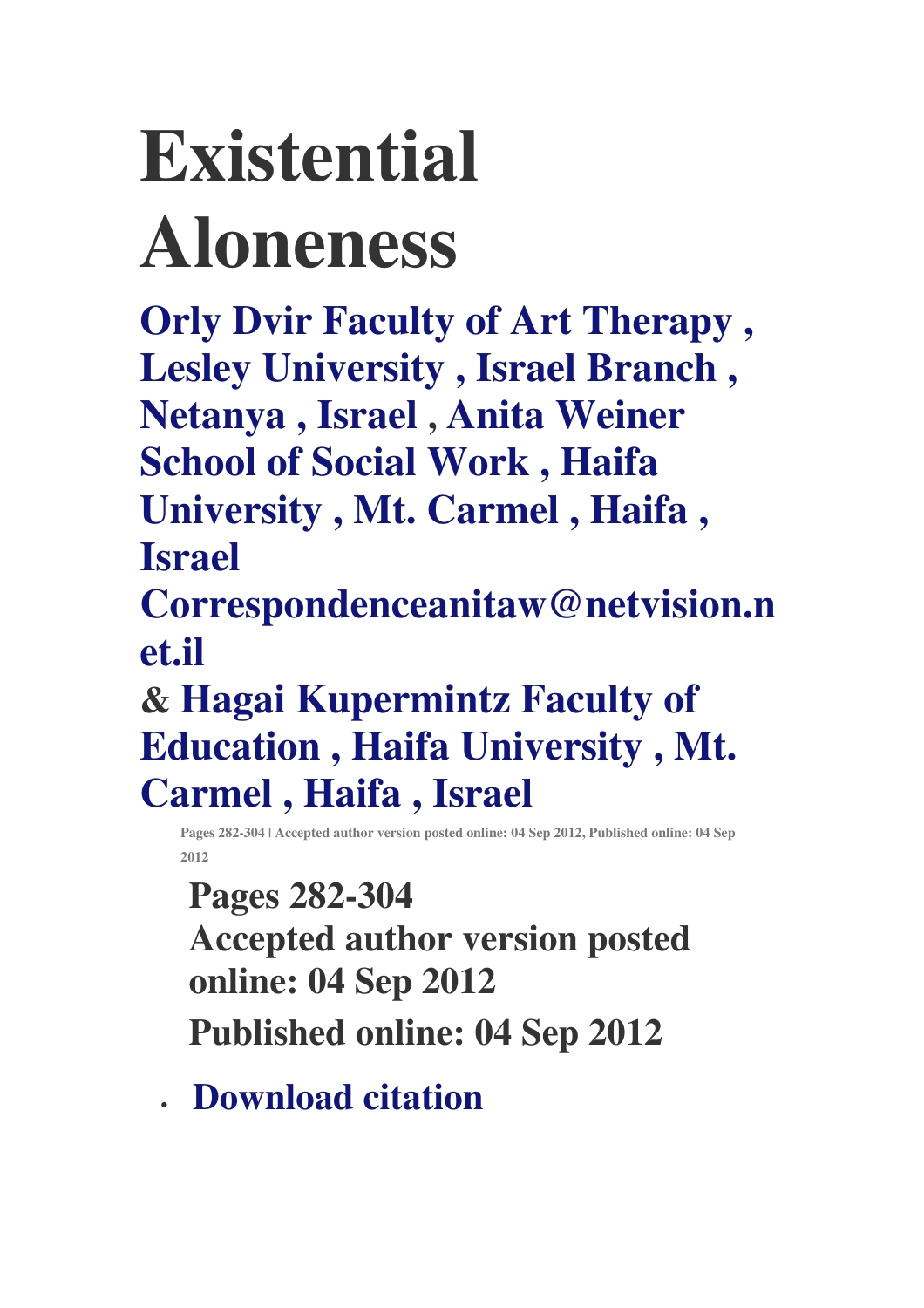# Existential Aloneness

**Orly Dvir Faculty of Art Therapy , Lesley University , Israel Branch , Netanya , Israel , Anita Weiner School of Social Work , Haifa University , Mt. Carmel , Haifa , Israel Correspondenceanitaw@netvision.net.il & Hagai Kupermintz Faculty of Education , Haifa University , Mt. Carmel , Haifa , Israel**

Pages 282-304 | Accepted author version posted online: 04 Sep 2012, Published online: 04 Sep 2012

**Pages 282-304**
**Accepted author version posted online: 04 Sep 2012**
**Published online: 04 Sep 2012**

- **Download citation**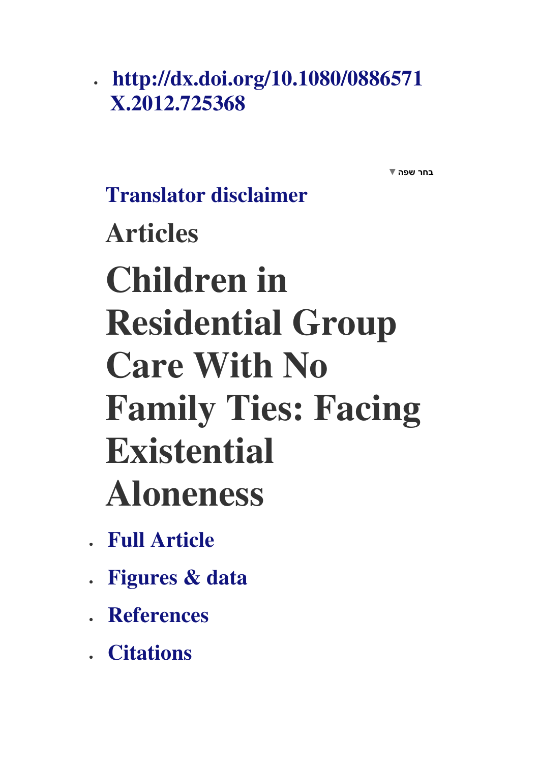- http://dx.doi.org/10.1080/0886571X.2012.725368

בחר שפה ▼

Translator disclaimer

## Articles

# Children in Residential Group Care With No Family Ties: Facing Existential Aloneness

- Full Article
- Figures & data
- References
- Citations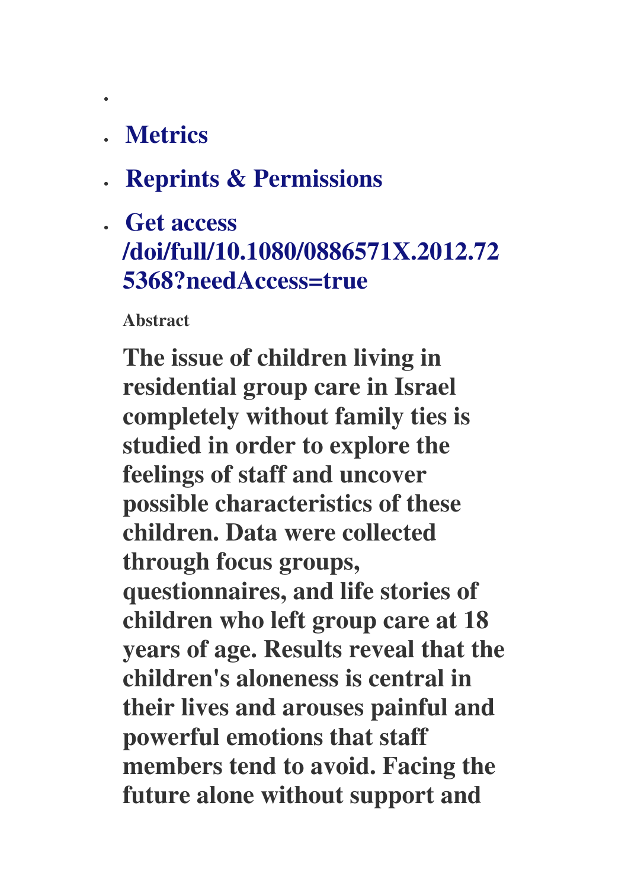- 
- **Metrics**
- **Reprints & Permissions**
- **Get access /doi/full/10.1080/0886571X.2012.725368?needAccess=true**

**Abstract**

**The issue of children living in residential group care in Israel completely without family ties is studied in order to explore the feelings of staff and uncover possible characteristics of these children. Data were collected through focus groups, questionnaires, and life stories of children who left group care at 18 years of age. Results reveal that the children's aloneness is central in their lives and arouses painful and powerful emotions that staff members tend to avoid. Facing the future alone without support and**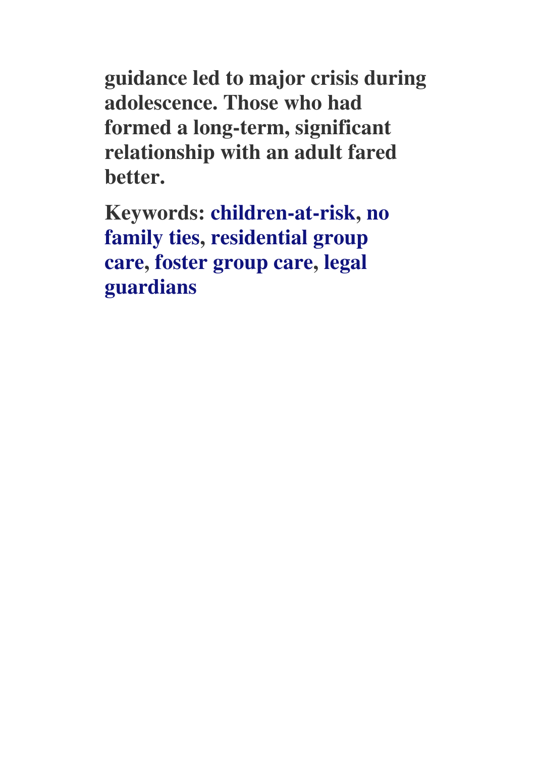**guidance led to major crisis during adolescence. Those who had formed a long-term, significant relationship with an adult fared better.**

**Keywords: children-at-risk, no family ties, residential group care, foster group care, legal guardians**